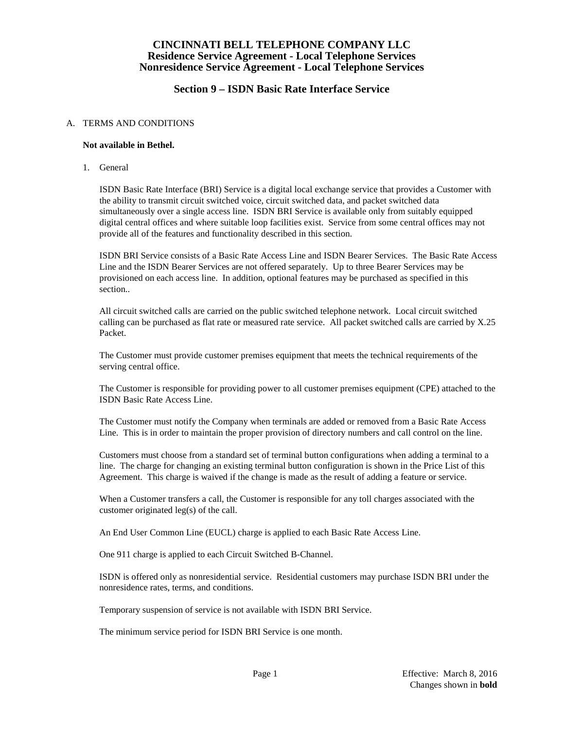# CINCINNATI BELL TELEPHONE COMPANY LLC
## Residence Service Agreement - Local Telephone Services
## Nonresidence Service Agreement - Local Telephone Services

## Section 9 – ISDN Basic Rate Interface Service

A. TERMS AND CONDITIONS

**Not available in Bethel.**

1. General

ISDN Basic Rate Interface (BRI) Service is a digital local exchange service that provides a Customer with the ability to transmit circuit switched voice, circuit switched data, and packet switched data simultaneously over a single access line. ISDN BRI Service is available only from suitably equipped digital central offices and where suitable loop facilities exist. Service from some central offices may not provide all of the features and functionality described in this section.

ISDN BRI Service consists of a Basic Rate Access Line and ISDN Bearer Services. The Basic Rate Access Line and the ISDN Bearer Services are not offered separately. Up to three Bearer Services may be provisioned on each access line. In addition, optional features may be purchased as specified in this section..

All circuit switched calls are carried on the public switched telephone network. Local circuit switched calling can be purchased as flat rate or measured rate service. All packet switched calls are carried by X.25 Packet.

The Customer must provide customer premises equipment that meets the technical requirements of the serving central office.

The Customer is responsible for providing power to all customer premises equipment (CPE) attached to the ISDN Basic Rate Access Line.

The Customer must notify the Company when terminals are added or removed from a Basic Rate Access Line. This is in order to maintain the proper provision of directory numbers and call control on the line.

Customers must choose from a standard set of terminal button configurations when adding a terminal to a line. The charge for changing an existing terminal button configuration is shown in the Price List of this Agreement. This charge is waived if the change is made as the result of adding a feature or service.

When a Customer transfers a call, the Customer is responsible for any toll charges associated with the customer originated leg(s) of the call.

An End User Common Line (EUCL) charge is applied to each Basic Rate Access Line.

One 911 charge is applied to each Circuit Switched B-Channel.

ISDN is offered only as nonresidential service. Residential customers may purchase ISDN BRI under the nonresidence rates, terms, and conditions.

Temporary suspension of service is not available with ISDN BRI Service.

The minimum service period for ISDN BRI Service is one month.

Effective: March 8, 2016
Changes shown in **bold**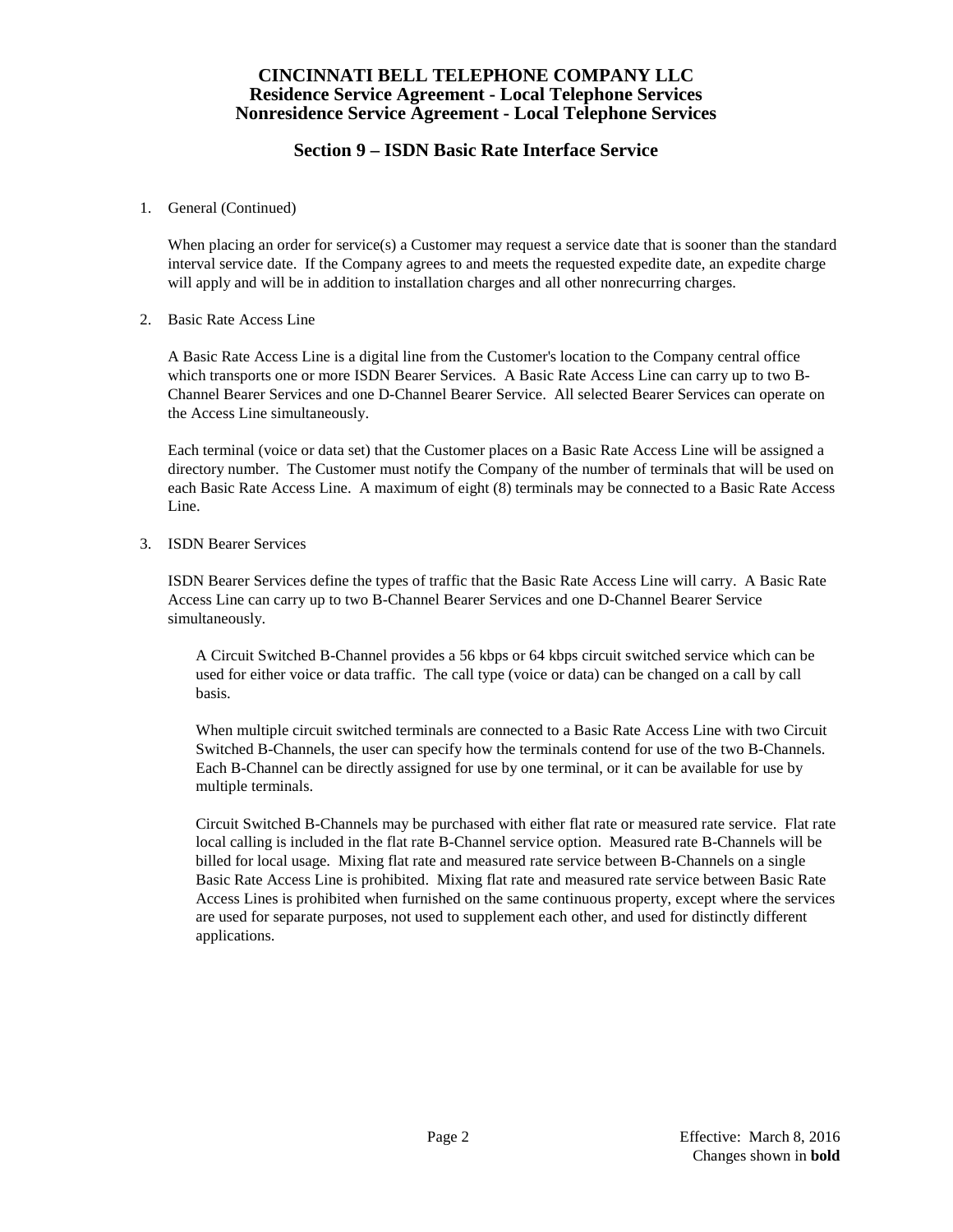# CINCINNATI BELL TELEPHONE COMPANY LLC
## Residence Service Agreement - Local Telephone Services
## Nonresidence Service Agreement - Local Telephone Services

## Section 9 – ISDN Basic Rate Interface Service

1. General (Continued)

   When placing an order for service(s) a Customer may request a service date that is sooner than the standard interval service date. If the Company agrees to and meets the requested expedite date, an expedite charge will apply and will be in addition to installation charges and all other nonrecurring charges.

2. Basic Rate Access Line

   A Basic Rate Access Line is a digital line from the Customer's location to the Company central office which transports one or more ISDN Bearer Services. A Basic Rate Access Line can carry up to two B-Channel Bearer Services and one D-Channel Bearer Service. All selected Bearer Services can operate on the Access Line simultaneously.

   Each terminal (voice or data set) that the Customer places on a Basic Rate Access Line will be assigned a directory number. The Customer must notify the Company of the number of terminals that will be used on each Basic Rate Access Line. A maximum of eight (8) terminals may be connected to a Basic Rate Access Line.

3. ISDN Bearer Services

   ISDN Bearer Services define the types of traffic that the Basic Rate Access Line will carry. A Basic Rate Access Line can carry up to two B-Channel Bearer Services and one D-Channel Bearer Service simultaneously.

   A Circuit Switched B-Channel provides a 56 kbps or 64 kbps circuit switched service which can be used for either voice or data traffic. The call type (voice or data) can be changed on a call by call basis.

   When multiple circuit switched terminals are connected to a Basic Rate Access Line with two Circuit Switched B-Channels, the user can specify how the terminals contend for use of the two B-Channels. Each B-Channel can be directly assigned for use by one terminal, or it can be available for use by multiple terminals.

   Circuit Switched B-Channels may be purchased with either flat rate or measured rate service. Flat rate local calling is included in the flat rate B-Channel service option. Measured rate B-Channels will be billed for local usage. Mixing flat rate and measured rate service between B-Channels on a single Basic Rate Access Line is prohibited. Mixing flat rate and measured rate service between Basic Rate Access Lines is prohibited when furnished on the same continuous property, except where the services are used for separate purposes, not used to supplement each other, and used for distinctly different applications.

Effective: March 8, 2016
Changes shown in **bold**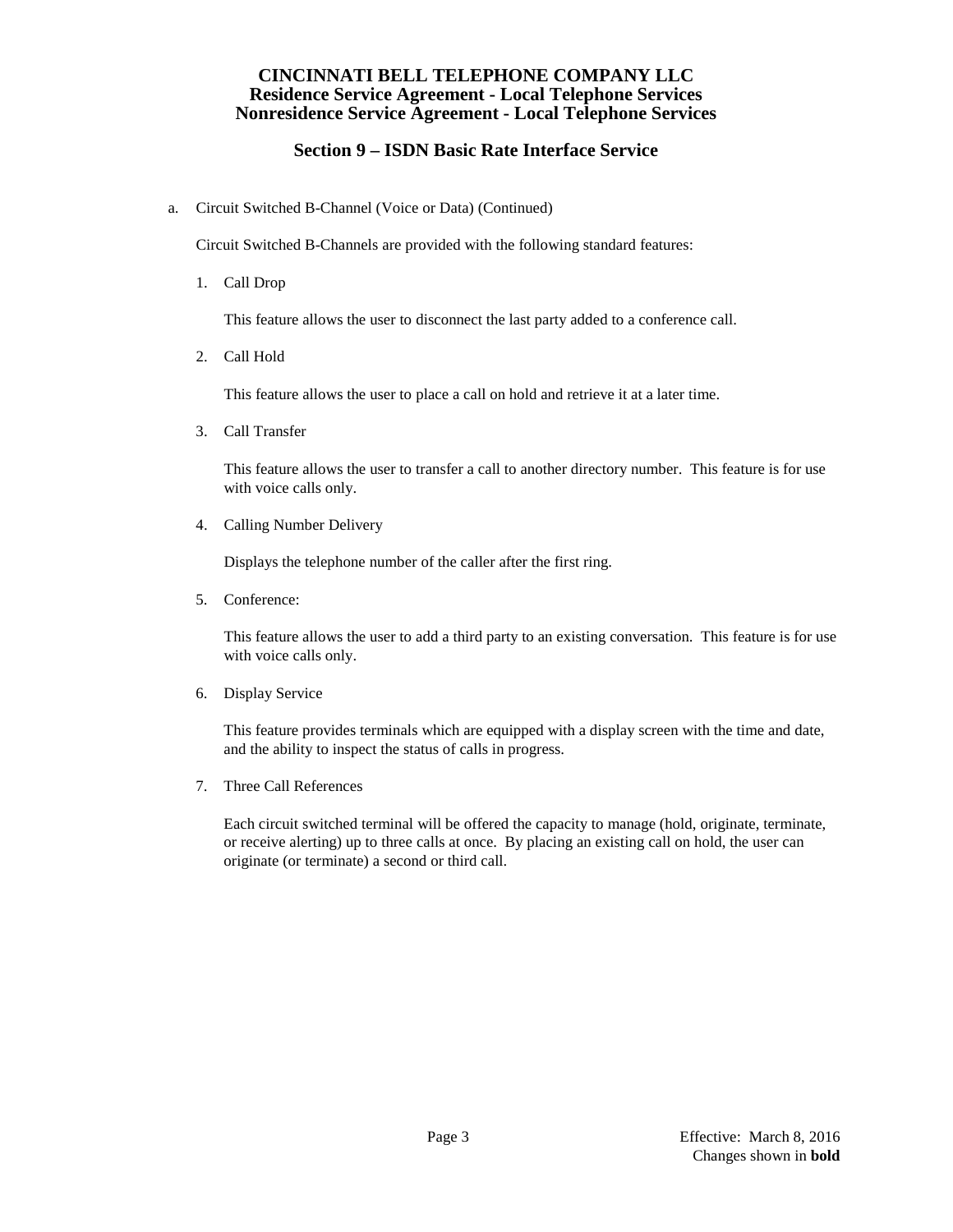# CINCINNATI BELL TELEPHONE COMPANY LLC
## Residence Service Agreement - Local Telephone Services
## Nonresidence Service Agreement - Local Telephone Services

## Section 9 – ISDN Basic Rate Interface Service

a. Circuit Switched B-Channel (Voice or Data) (Continued)

Circuit Switched B-Channels are provided with the following standard features:

1. Call Drop

   This feature allows the user to disconnect the last party added to a conference call.

2. Call Hold

   This feature allows the user to place a call on hold and retrieve it at a later time.

3. Call Transfer

   This feature allows the user to transfer a call to another directory number. This feature is for use with voice calls only.

4. Calling Number Delivery

   Displays the telephone number of the caller after the first ring.

5. Conference:

   This feature allows the user to add a third party to an existing conversation. This feature is for use with voice calls only.

6. Display Service

   This feature provides terminals which are equipped with a display screen with the time and date, and the ability to inspect the status of calls in progress.

7. Three Call References

   Each circuit switched terminal will be offered the capacity to manage (hold, originate, terminate, or receive alerting) up to three calls at once. By placing an existing call on hold, the user can originate (or terminate) a second or third call.

Effective: March 8, 2016
Changes shown in **bold**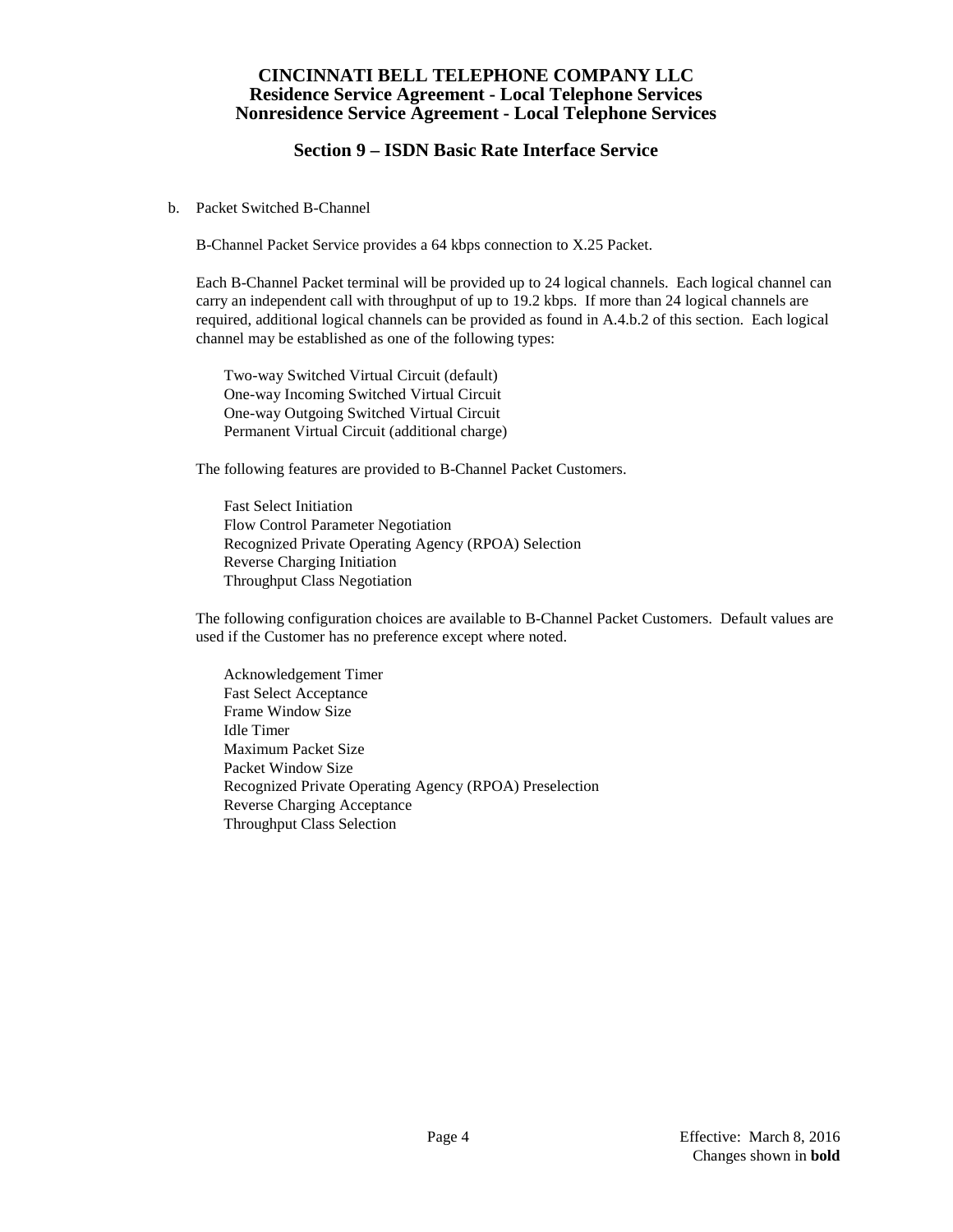b. Packet Switched B-Channel

B-Channel Packet Service provides a 64 kbps connection to X.25 Packet.

Each B-Channel Packet terminal will be provided up to 24 logical channels. Each logical channel can carry an independent call with throughput of up to 19.2 kbps. If more than 24 logical channels are required, additional logical channels can be provided as found in A.4.b.2 of this section. Each logical channel may be established as one of the following types:

Two-way Switched Virtual Circuit (default)
One-way Incoming Switched Virtual Circuit
One-way Outgoing Switched Virtual Circuit
Permanent Virtual Circuit (additional charge)

The following features are provided to B-Channel Packet Customers.

Fast Select Initiation
Flow Control Parameter Negotiation
Recognized Private Operating Agency (RPOA) Selection
Reverse Charging Initiation
Throughput Class Negotiation

The following configuration choices are available to B-Channel Packet Customers. Default values are used if the Customer has no preference except where noted.

Acknowledgement Timer
Fast Select Acceptance
Frame Window Size
Idle Timer
Maximum Packet Size
Packet Window Size
Recognized Private Operating Agency (RPOA) Preselection
Reverse Charging Acceptance
Throughput Class Selection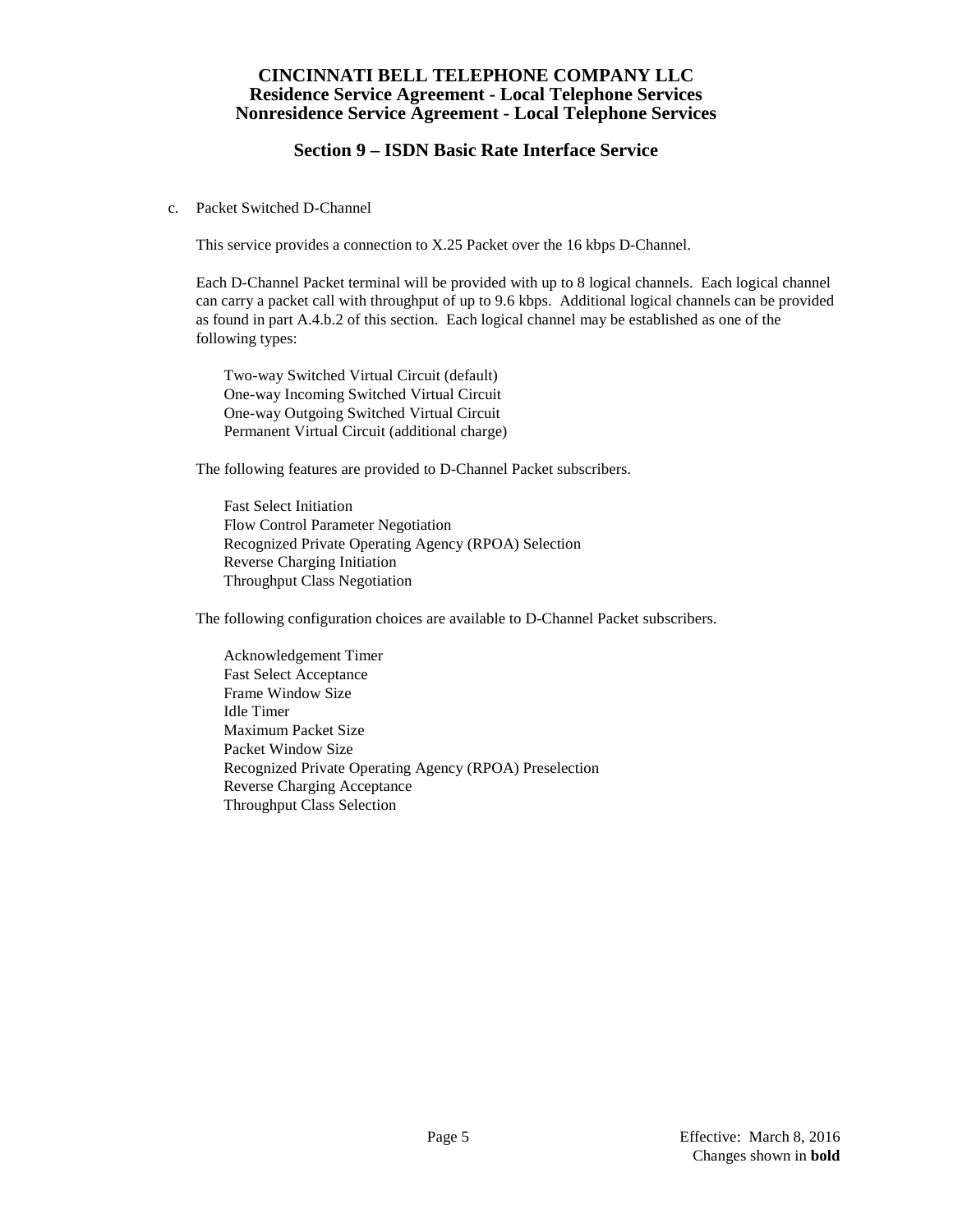c. Packet Switched D-Channel

This service provides a connection to X.25 Packet over the 16 kbps D-Channel.

Each D-Channel Packet terminal will be provided with up to 8 logical channels. Each logical channel can carry a packet call with throughput of up to 9.6 kbps. Additional logical channels can be provided as found in part A.4.b.2 of this section. Each logical channel may be established as one of the following types:

- Two-way Switched Virtual Circuit (default)
- One-way Incoming Switched Virtual Circuit
- One-way Outgoing Switched Virtual Circuit
- Permanent Virtual Circuit (additional charge)

The following features are provided to D-Channel Packet subscribers.

- Fast Select Initiation
- Flow Control Parameter Negotiation
- Recognized Private Operating Agency (RPOA) Selection
- Reverse Charging Initiation
- Throughput Class Negotiation

The following configuration choices are available to D-Channel Packet subscribers.

- Acknowledgement Timer
- Fast Select Acceptance
- Frame Window Size
- Idle Timer
- Maximum Packet Size
- Packet Window Size
- Recognized Private Operating Agency (RPOA) Preselection
- Reverse Charging Acceptance
- Throughput Class Selection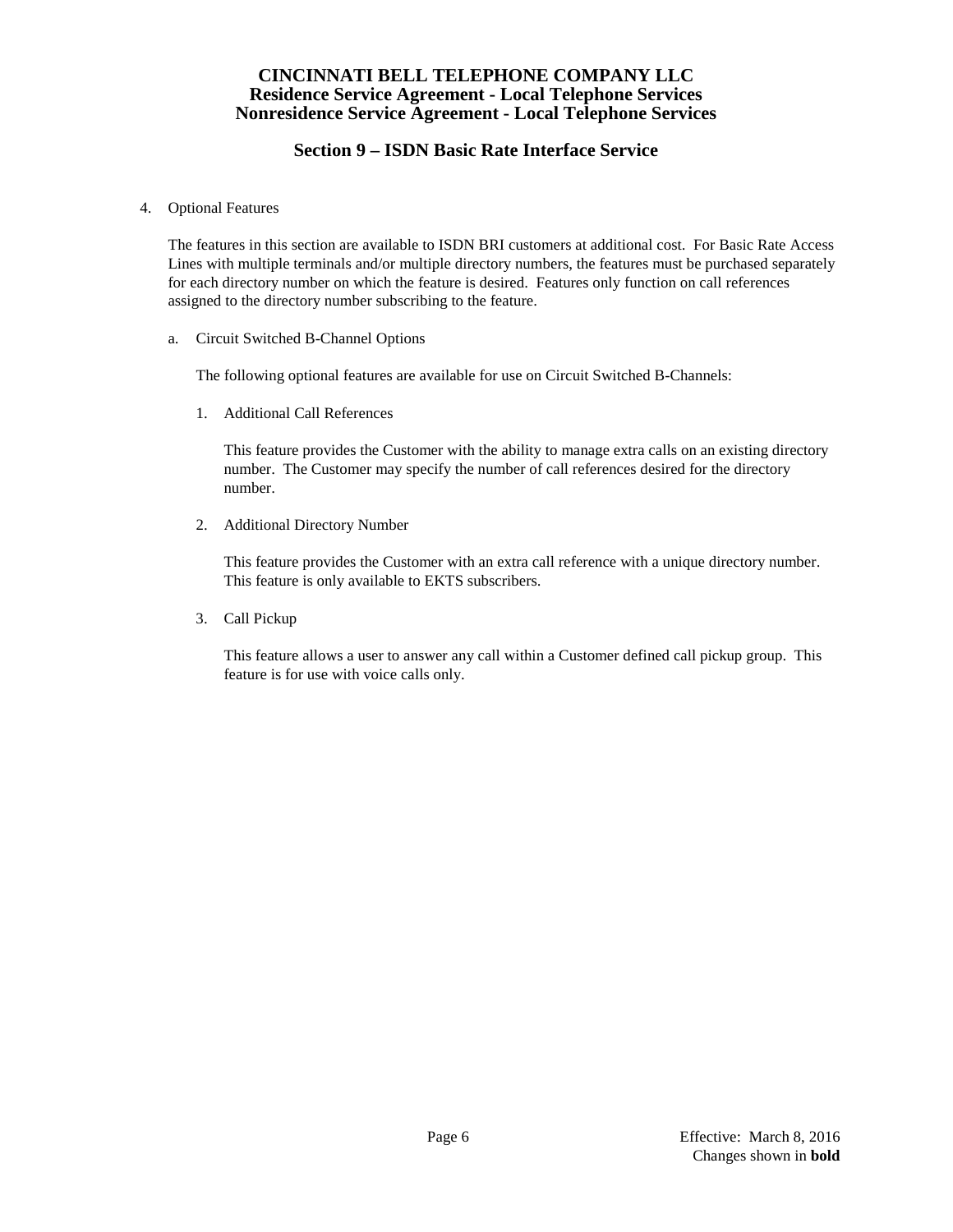# CINCINNATI BELL TELEPHONE COMPANY LLC
## Residence Service Agreement - Local Telephone Services
## Nonresidence Service Agreement - Local Telephone Services

## Section 9 – ISDN Basic Rate Interface Service

4. Optional Features

   The features in this section are available to ISDN BRI customers at additional cost. For Basic Rate Access Lines with multiple terminals and/or multiple directory numbers, the features must be purchased separately for each directory number on which the feature is desired. Features only function on call references assigned to the directory number subscribing to the feature.

   a. Circuit Switched B-Channel Options

      The following optional features are available for use on Circuit Switched B-Channels:

      1. Additional Call References

         This feature provides the Customer with the ability to manage extra calls on an existing directory number. The Customer may specify the number of call references desired for the directory number.

      2. Additional Directory Number

         This feature provides the Customer with an extra call reference with a unique directory number. This feature is only available to EKTS subscribers.

      3. Call Pickup

         This feature allows a user to answer any call within a Customer defined call pickup group. This feature is for use with voice calls only.

Effective: March 8, 2016
Changes shown in **bold**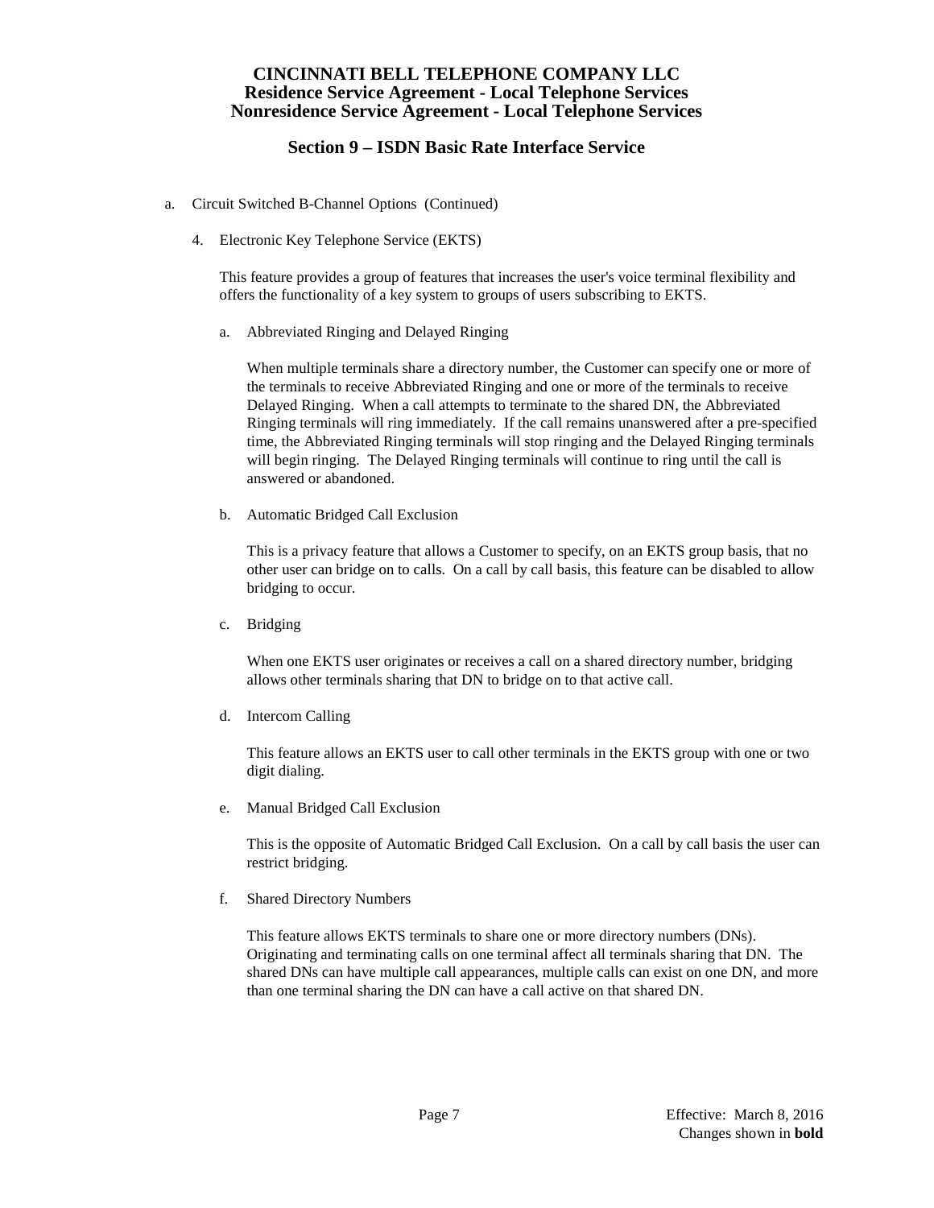# CINCINNATI BELL TELEPHONE COMPANY LLC
## Residence Service Agreement - Local Telephone Services
## Nonresidence Service Agreement - Local Telephone Services

## Section 9 – ISDN Basic Rate Interface Service

a. Circuit Switched B-Channel Options (Continued)

4. Electronic Key Telephone Service (EKTS)

   This feature provides a group of features that increases the user's voice terminal flexibility and offers the functionality of a key system to groups of users subscribing to EKTS.

   a. Abbreviated Ringing and Delayed Ringing

      When multiple terminals share a directory number, the Customer can specify one or more of the terminals to receive Abbreviated Ringing and one or more of the terminals to receive Delayed Ringing. When a call attempts to terminate to the shared DN, the Abbreviated Ringing terminals will ring immediately. If the call remains unanswered after a pre-specified time, the Abbreviated Ringing terminals will stop ringing and the Delayed Ringing terminals will begin ringing. The Delayed Ringing terminals will continue to ring until the call is answered or abandoned.

   b. Automatic Bridged Call Exclusion

      This is a privacy feature that allows a Customer to specify, on an EKTS group basis, that no other user can bridge on to calls. On a call by call basis, this feature can be disabled to allow bridging to occur.

   c. Bridging

      When one EKTS user originates or receives a call on a shared directory number, bridging allows other terminals sharing that DN to bridge on to that active call.

   d. Intercom Calling

      This feature allows an EKTS user to call other terminals in the EKTS group with one or two digit dialing.

   e. Manual Bridged Call Exclusion

      This is the opposite of Automatic Bridged Call Exclusion. On a call by call basis the user can restrict bridging.

   f. Shared Directory Numbers

      This feature allows EKTS terminals to share one or more directory numbers (DNs). Originating and terminating calls on one terminal affect all terminals sharing that DN. The shared DNs can have multiple call appearances, multiple calls can exist on one DN, and more than one terminal sharing the DN can have a call active on that shared DN.

Effective: March 8, 2016
Changes shown in **bold**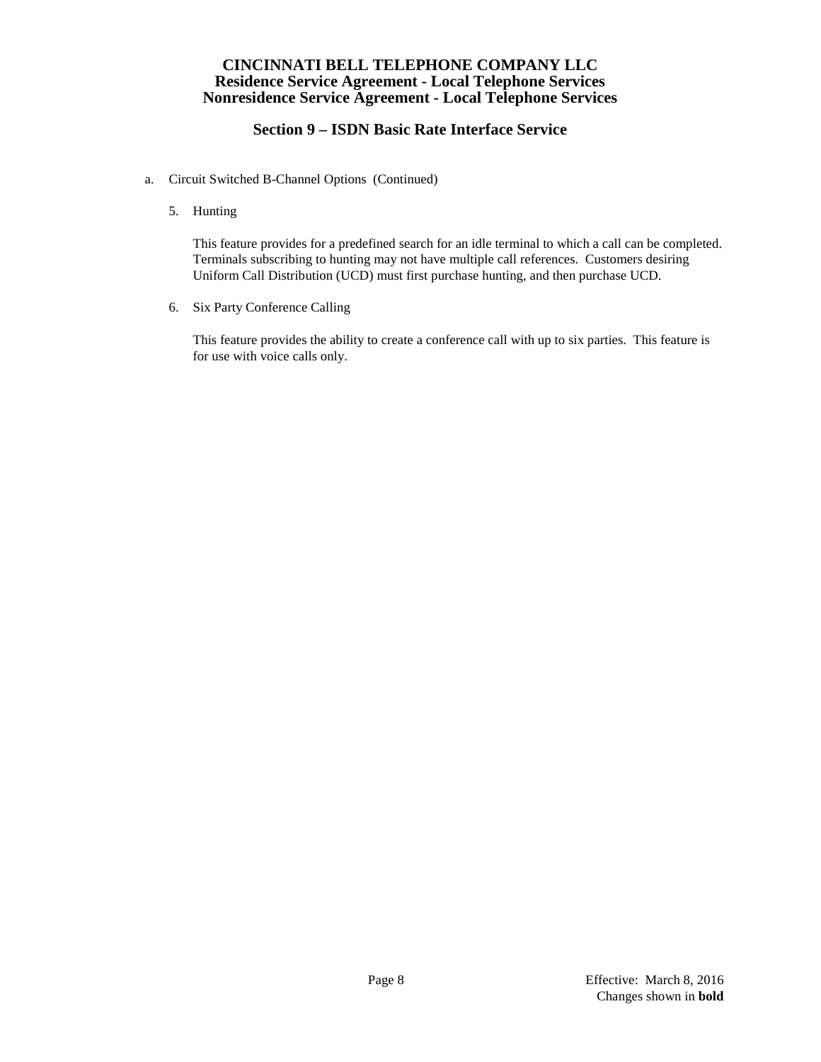a. Circuit Switched B-Channel Options (Continued)

5. Hunting

   This feature provides for a predefined search for an idle terminal to which a call can be completed. Terminals subscribing to hunting may not have multiple call references. Customers desiring Uniform Call Distribution (UCD) must first purchase hunting, and then purchase UCD.

6. Six Party Conference Calling

   This feature provides the ability to create a conference call with up to six parties. This feature is for use with voice calls only.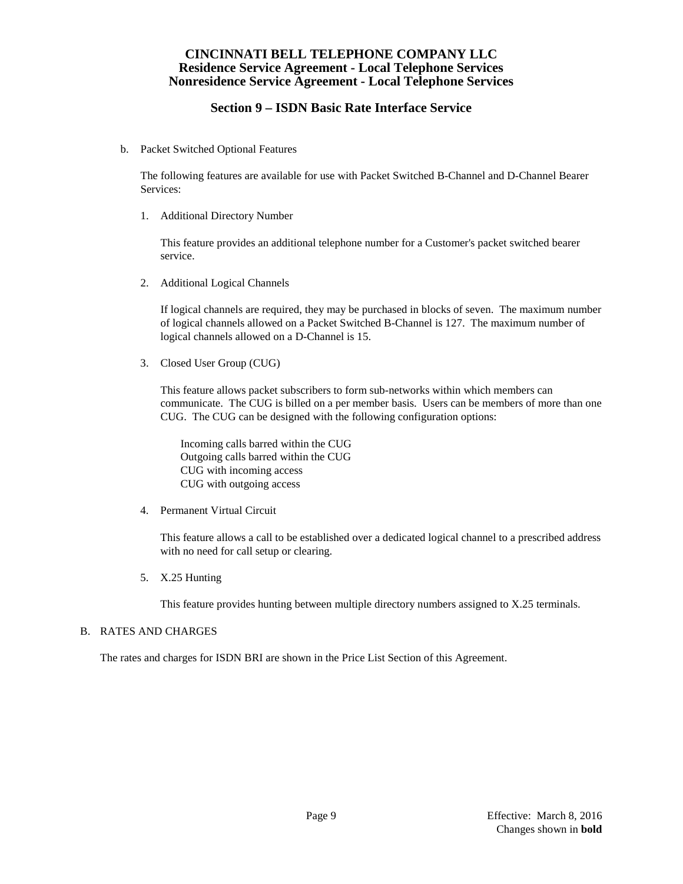b. Packet Switched Optional Features

The following features are available for use with Packet Switched B-Channel and D-Channel Bearer Services:

1. Additional Directory Number

   This feature provides an additional telephone number for a Customer's packet switched bearer service.

2. Additional Logical Channels

   If logical channels are required, they may be purchased in blocks of seven. The maximum number of logical channels allowed on a Packet Switched B-Channel is 127. The maximum number of logical channels allowed on a D-Channel is 15.

3. Closed User Group (CUG)

   This feature allows packet subscribers to form sub-networks within which members can communicate. The CUG is billed on a per member basis. Users can be members of more than one CUG. The CUG can be designed with the following configuration options:

   Incoming calls barred within the CUG
   Outgoing calls barred within the CUG
   CUG with incoming access
   CUG with outgoing access

4. Permanent Virtual Circuit

   This feature allows a call to be established over a dedicated logical channel to a prescribed address with no need for call setup or clearing.

5. X.25 Hunting

   This feature provides hunting between multiple directory numbers assigned to X.25 terminals.

B. RATES AND CHARGES

The rates and charges for ISDN BRI are shown in the Price List Section of this Agreement.